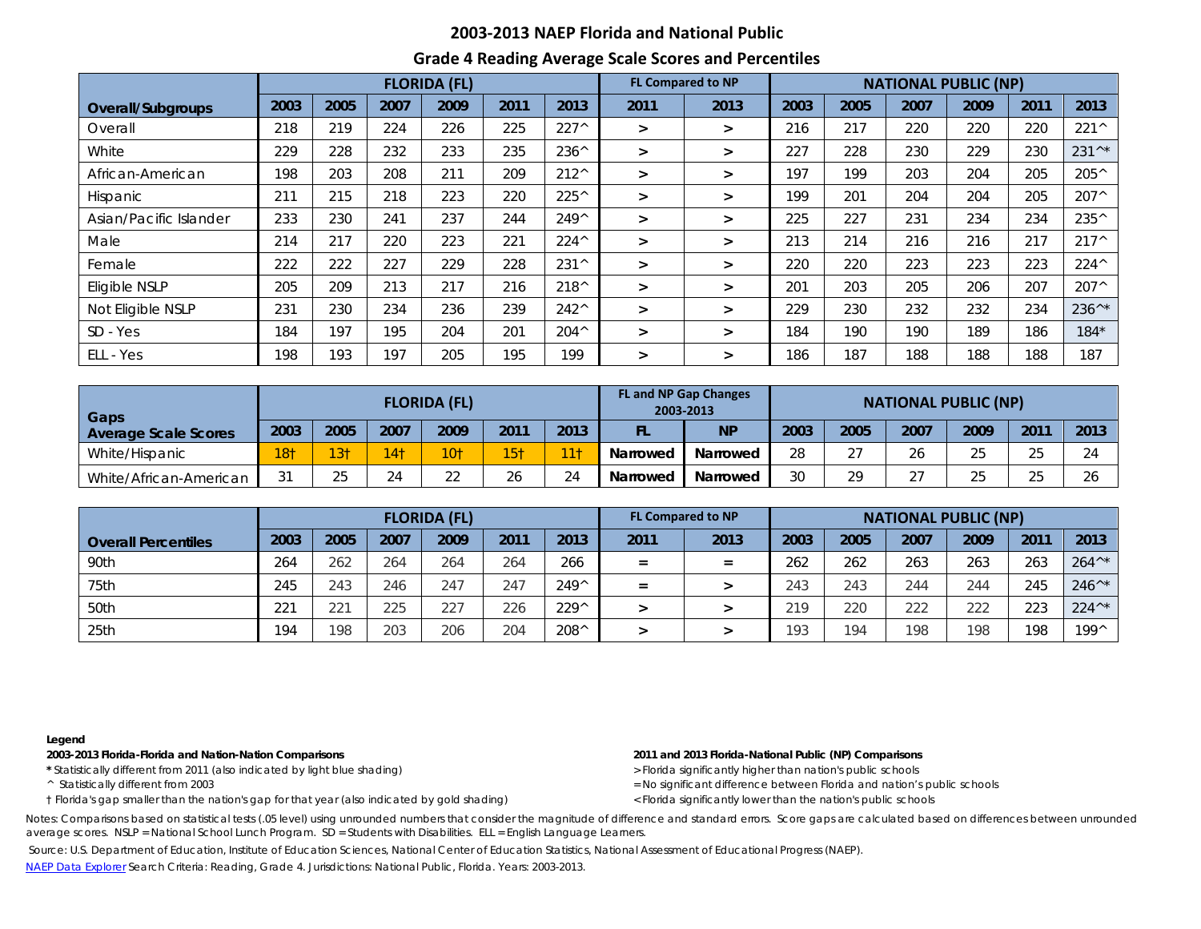# 2003-2013 NAEP Florida and National Public

## Grade 4 Reading Average Scale Scores and Percentiles

| | FLORIDA (FL) | | | | | | FL Compared to NP | | NATIONAL PUBLIC (NP) | | | | | |
|---|---|---|---|---|---|---|---|---|---|---|---|---|---|---|
| **Overall/Subgroups** | **2003** | **2005** | **2007** | **2009** | **2011** | **2013** | **2011** | **2013** | **2003** | **2005** | **2007** | **2009** | **2011** | **2013** |
| Overall | 218 | 219 | 224 | 226 | 225 | 227^ | > | > | 216 | 217 | 220 | 220 | 220 | 221^ |
| White | 229 | 228 | 232 | 233 | 235 | 236^ | > | > | 227 | 228 | 230 | 229 | 230 | 231^* |
| African-American | 198 | 203 | 208 | 211 | 209 | 212^ | > | > | 197 | 199 | 203 | 204 | 205 | 205^ |
| Hispanic | 211 | 215 | 218 | 223 | 220 | 225^ | > | > | 199 | 201 | 204 | 204 | 205 | 207^ |
| Asian/Pacific Islander | 233 | 230 | 241 | 237 | 244 | 249^ | > | > | 225 | 227 | 231 | 234 | 234 | 235^ |
| Male | 214 | 217 | 220 | 223 | 221 | 224^ | > | > | 213 | 214 | 216 | 216 | 217 | 217^ |
| Female | 222 | 222 | 227 | 229 | 228 | 231^ | > | > | 220 | 220 | 223 | 223 | 223 | 224^ |
| Eligible NSLP | 205 | 209 | 213 | 217 | 216 | 218^ | > | > | 201 | 203 | 205 | 206 | 207 | 207^ |
| Not Eligible NSLP | 231 | 230 | 234 | 236 | 239 | 242^ | > | > | 229 | 230 | 232 | 232 | 234 | 236^* |
| SD - Yes | 184 | 197 | 195 | 204 | 201 | 204^ | > | > | 184 | 190 | 190 | 189 | 186 | 184* |
| ELL - Yes | 198 | 193 | 197 | 205 | 195 | 199 | > | > | 186 | 187 | 188 | 188 | 188 | 187 |

| Gaps | FLORIDA (FL) | | | | | | FL and NP Gap Changes 2003-2013 | | NATIONAL PUBLIC (NP) | | | | | |
|---|---|---|---|---|---|---|---|---|---|---|---|---|---|---|
| **Average Scale Scores** | **2003** | **2005** | **2007** | **2009** | **2011** | **2013** | **FL** | **NP** | **2003** | **2005** | **2007** | **2009** | **2011** | **2013** |
| White/Hispanic | 18† | 13† | 14† | 10† | 15† | 11† | Narrowed | Narrowed | 28 | 27 | 26 | 25 | 25 | 24 |
| White/African-American | 31 | 25 | 24 | 22 | 26 | 24 | Narrowed | Narrowed | 30 | 29 | 27 | 25 | 25 | 26 |

| | FLORIDA (FL) | | | | | | FL Compared to NP | | NATIONAL PUBLIC (NP) | | | | | |
|---|---|---|---|---|---|---|---|---|---|---|---|---|---|---|
| **Overall Percentiles** | **2003** | **2005** | **2007** | **2009** | **2011** | **2013** | **2011** | **2013** | **2003** | **2005** | **2007** | **2009** | **2011** | **2013** |
| 90th | 264 | 262 | 264 | 264 | 264 | 266 | = | = | 262 | 262 | 263 | 263 | 263 | 264^* |
| 75th | 245 | 243 | 246 | 247 | 247 | 249^ | = | > | 243 | 243 | 244 | 244 | 245 | 246^* |
| 50th | 221 | 221 | 225 | 227 | 226 | 229^ | > | > | 219 | 220 | 222 | 222 | 223 | 224^* |
| 25th | 194 | 198 | 203 | 206 | 204 | 208^ | > | > | 193 | 194 | 198 | 198 | 198 | 199^ |

**Legend**

**2003-2013 Florida-Florida and Nation-Nation Comparisons**

**\*** Statistically different from 2011 (also indicated by light blue shading)

^ Statistically different from 2003

† Florida's gap smaller than the nation's gap for that year (also indicated by gold shading)

**2011 and 2013 Florida-National Public (NP) Comparisons**

> Florida significantly higher than nation's public schools

= No significant difference between Florida and nation's public schools

< Florida significantly lower than the nation's public schools

Notes: Comparisons based on statistical tests (.05 level) using unrounded numbers that consider the magnitude of difference and standard errors. Score gaps are calculated based on differences between unrounded average scores. NSLP = National School Lunch Program. SD = Students with Disabilities. ELL = English Language Learners.

Source: U.S. Department of Education, Institute of Education Sciences, National Center of Education Statistics, National Assessment of Educational Progress (NAEP).

NAEP Data Explorer Search Criteria: Reading, Grade 4. Jurisdictions: National Public, Florida. Years: 2003-2013.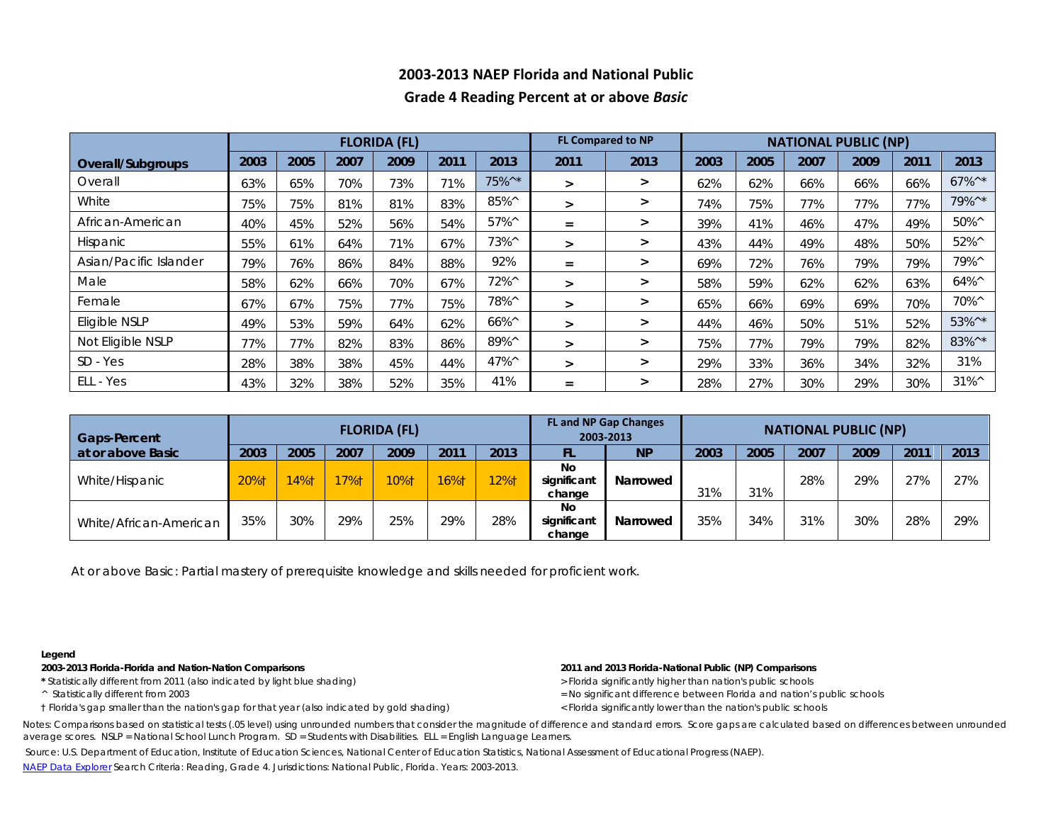## 2003-2013 NAEP Florida and National Public

## Grade 4 Reading Percent at or above *Basic*

| Overall/Subgroups | FLORIDA (FL) | | | | | | FL Compared to NP | | NATIONAL PUBLIC (NP) | | | | | |
|---|---|---|---|---|---|---|---|---|---|---|---|---|---|---|
| | 2003 | 2005 | 2007 | 2009 | 2011 | 2013 | 2011 | 2013 | 2003 | 2005 | 2007 | 2009 | 2011 | 2013 |
| Overall | 63% | 65% | 70% | 73% | 71% | 75%^* | > | > | 62% | 62% | 66% | 66% | 66% | 67%^* |
| White | 75% | 75% | 81% | 81% | 83% | 85%^ | > | > | 74% | 75% | 77% | 77% | 77% | 79%^* |
| African-American | 40% | 45% | 52% | 56% | 54% | 57%^ | = | > | 39% | 41% | 46% | 47% | 49% | 50%^ |
| Hispanic | 55% | 61% | 64% | 71% | 67% | 73%^ | > | > | 43% | 44% | 49% | 48% | 50% | 52%^ |
| Asian/Pacific Islander | 79% | 76% | 86% | 84% | 88% | 92% | = | > | 69% | 72% | 76% | 79% | 79% | 79%^ |
| Male | 58% | 62% | 66% | 70% | 67% | 72%^ | > | > | 58% | 59% | 62% | 62% | 63% | 64%^ |
| Female | 67% | 67% | 75% | 77% | 75% | 78%^ | > | > | 65% | 66% | 69% | 69% | 70% | 70%^ |
| Eligible NSLP | 49% | 53% | 59% | 64% | 62% | 66%^ | > | > | 44% | 46% | 50% | 51% | 52% | 53%^* |
| Not Eligible NSLP | 77% | 77% | 82% | 83% | 86% | 89%^ | > | > | 75% | 77% | 79% | 79% | 82% | 83%^* |
| SD - Yes | 28% | 38% | 38% | 45% | 44% | 47%^ | > | > | 29% | 33% | 36% | 34% | 32% | 31% |
| ELL - Yes | 43% | 32% | 38% | 52% | 35% | 41% | = | > | 28% | 27% | 30% | 29% | 30% | 31%^ |

| Gaps-Percent at or above Basic | FLORIDA (FL) | | | | | | FL and NP Gap Changes 2003-2013 | | NATIONAL PUBLIC (NP) | | | | | |
|---|---|---|---|---|---|---|---|---|---|---|---|---|---|---|
| | 2003 | 2005 | 2007 | 2009 | 2011 | 2013 | FL | NP | 2003 | 2005 | 2007 | 2009 | 2011 | 2013 |
| White/Hispanic | 20%† | 14%† | 17%† | 10%† | 16%† | 12%† | No significant change | Narrowed | 31% | 31% | 28% | 29% | 27% | 27% |
| White/African-American | 35% | 30% | 29% | 25% | 29% | 28% | No significant change | Narrowed | 35% | 34% | 31% | 30% | 28% | 29% |

At or above Basic: Partial mastery of prerequisite knowledge and skills needed for proficient work.

**Legend**

**2003-2013 Florida-Florida and Nation-Nation Comparisons**

* Statistically different from 2011 (also indicated by light blue shading)

^ Statistically different from 2003

† Florida's gap smaller than the nation's gap for that year (also indicated by gold shading)

**2011 and 2013 Florida-National Public (NP) Comparisons**

> Florida significantly higher than nation's public schools

= No significant difference between Florida and nation's public schools

< Florida significantly lower than the nation's public schools

Notes: Comparisons based on statistical tests (.05 level) using unrounded numbers that consider the magnitude of difference and standard errors. Score gaps are calculated based on differences between unrounded average scores. NSLP = National School Lunch Program. SD = Students with Disabilities. ELL = English Language Learners.

Source: U.S. Department of Education, Institute of Education Sciences, National Center of Education Statistics, National Assessment of Educational Progress (NAEP).

NAEP Data Explorer Search Criteria: Reading, Grade 4. Jurisdictions: National Public, Florida. Years: 2003-2013.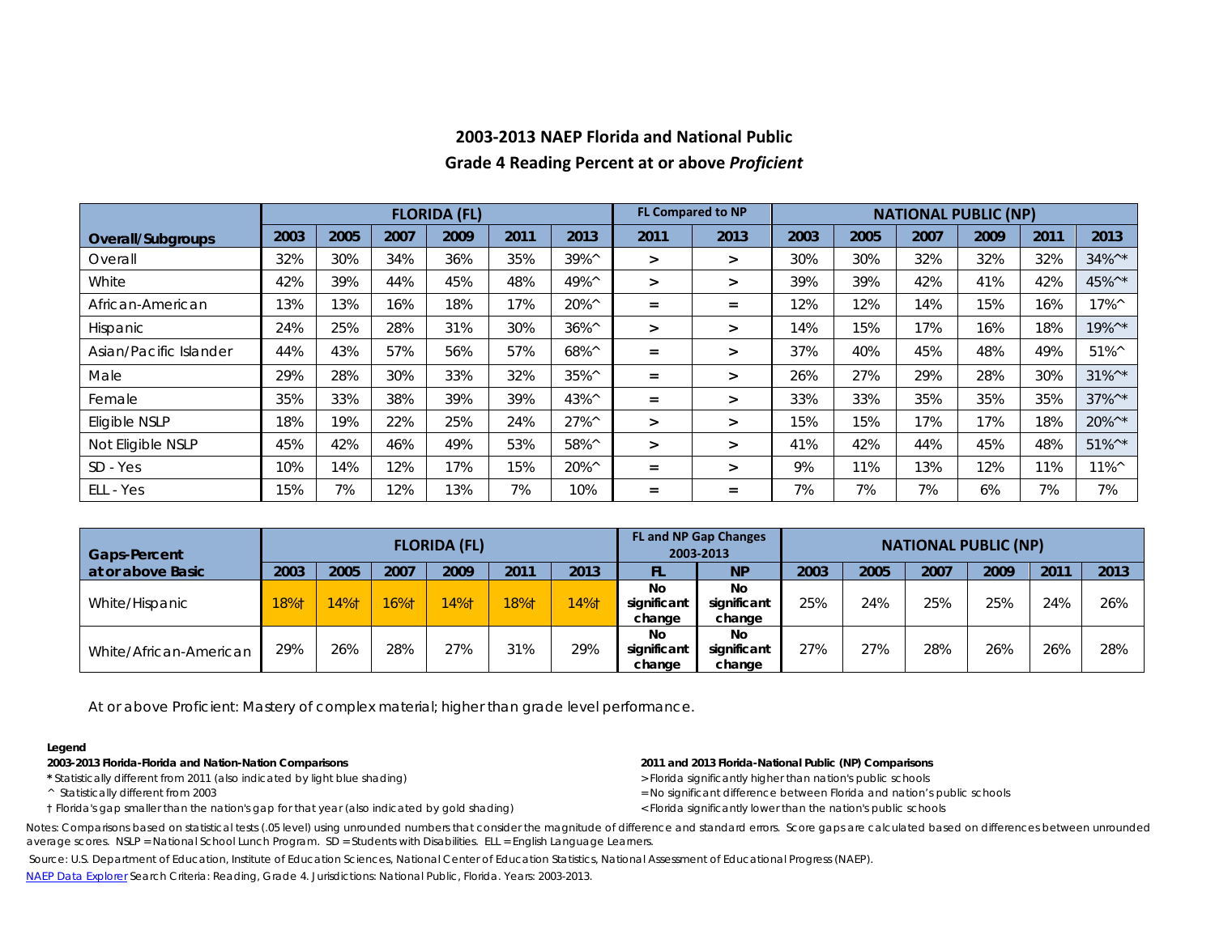## 2003-2013 NAEP Florida and National Public

## Grade 4 Reading Percent at or above *Proficient*

| Overall/Subgroups | FLORIDA (FL) | | | | | | FL Compared to NP | | NATIONAL PUBLIC (NP) | | | | | |
|---|---|---|---|---|---|---|---|---|---|---|---|---|---|---|
| | 2003 | 2005 | 2007 | 2009 | 2011 | 2013 | 2011 | 2013 | 2003 | 2005 | 2007 | 2009 | 2011 | 2013 |
| Overall | 32% | 30% | 34% | 36% | 35% | 39%^ | > | > | 30% | 30% | 32% | 32% | 32% | 34%^* |
| White | 42% | 39% | 44% | 45% | 48% | 49%^ | > | > | 39% | 39% | 42% | 41% | 42% | 45%^* |
| African-American | 13% | 13% | 16% | 18% | 17% | 20%^ | = | = | 12% | 12% | 14% | 15% | 16% | 17%^ |
| Hispanic | 24% | 25% | 28% | 31% | 30% | 36%^ | > | > | 14% | 15% | 17% | 16% | 18% | 19%^* |
| Asian/Pacific Islander | 44% | 43% | 57% | 56% | 57% | 68%^ | = | > | 37% | 40% | 45% | 48% | 49% | 51%^ |
| Male | 29% | 28% | 30% | 33% | 32% | 35%^ | = | > | 26% | 27% | 29% | 28% | 30% | 31%^* |
| Female | 35% | 33% | 38% | 39% | 39% | 43%^ | = | > | 33% | 33% | 35% | 35% | 35% | 37%^* |
| Eligible NSLP | 18% | 19% | 22% | 25% | 24% | 27%^ | > | > | 15% | 15% | 17% | 17% | 18% | 20%^* |
| Not Eligible NSLP | 45% | 42% | 46% | 49% | 53% | 58%^ | > | > | 41% | 42% | 44% | 45% | 48% | 51%^* |
| SD - Yes | 10% | 14% | 12% | 17% | 15% | 20%^ | = | > | 9% | 11% | 13% | 12% | 11% | 11%^ |
| ELL - Yes | 15% | 7% | 12% | 13% | 7% | 10% | = | = | 7% | 7% | 7% | 6% | 7% | 7% |

| Gaps-Percent at or above Basic | FLORIDA (FL) | | | | | | FL and NP Gap Changes 2003-2013 | | NATIONAL PUBLIC (NP) | | | | | |
|---|---|---|---|---|---|---|---|---|---|---|---|---|---|---|
| | 2003 | 2005 | 2007 | 2009 | 2011 | 2013 | FL | NP | 2003 | 2005 | 2007 | 2009 | 2011 | 2013 |
| White/Hispanic | 18%† | 14%† | 16%† | 14%† | 18%† | 14%† | No significant change | No significant change | 25% | 24% | 25% | 25% | 24% | 26% |
| White/African-American | 29% | 26% | 28% | 27% | 31% | 29% | No significant change | No significant change | 27% | 27% | 28% | 26% | 26% | 28% |

At or above Proficient: Mastery of complex material; higher than grade level performance.

**Legend**

**2003-2013 Florida-Florida and Nation-Nation Comparisons**

* Statistically different from 2011 (also indicated by light blue shading)
^ Statistically different from 2003
† Florida's gap smaller than the nation's gap for that year (also indicated by gold shading)

**2011 and 2013 Florida-National Public (NP) Comparisons**

> Florida significantly higher than nation's public schools
= No significant difference between Florida and nation's public schools
< Florida significantly lower than the nation's public schools

Notes: Comparisons based on statistical tests (.05 level) using unrounded numbers that consider the magnitude of difference and standard errors. Score gaps are calculated based on differences between unrounded average scores. NSLP = National School Lunch Program. SD = Students with Disabilities. ELL = English Language Learners.

Source: U.S. Department of Education, Institute of Education Sciences, National Center of Education Statistics, National Assessment of Educational Progress (NAEP).

NAEP Data Explorer Search Criteria: Reading, Grade 4. Jurisdictions: National Public, Florida. Years: 2003-2013.